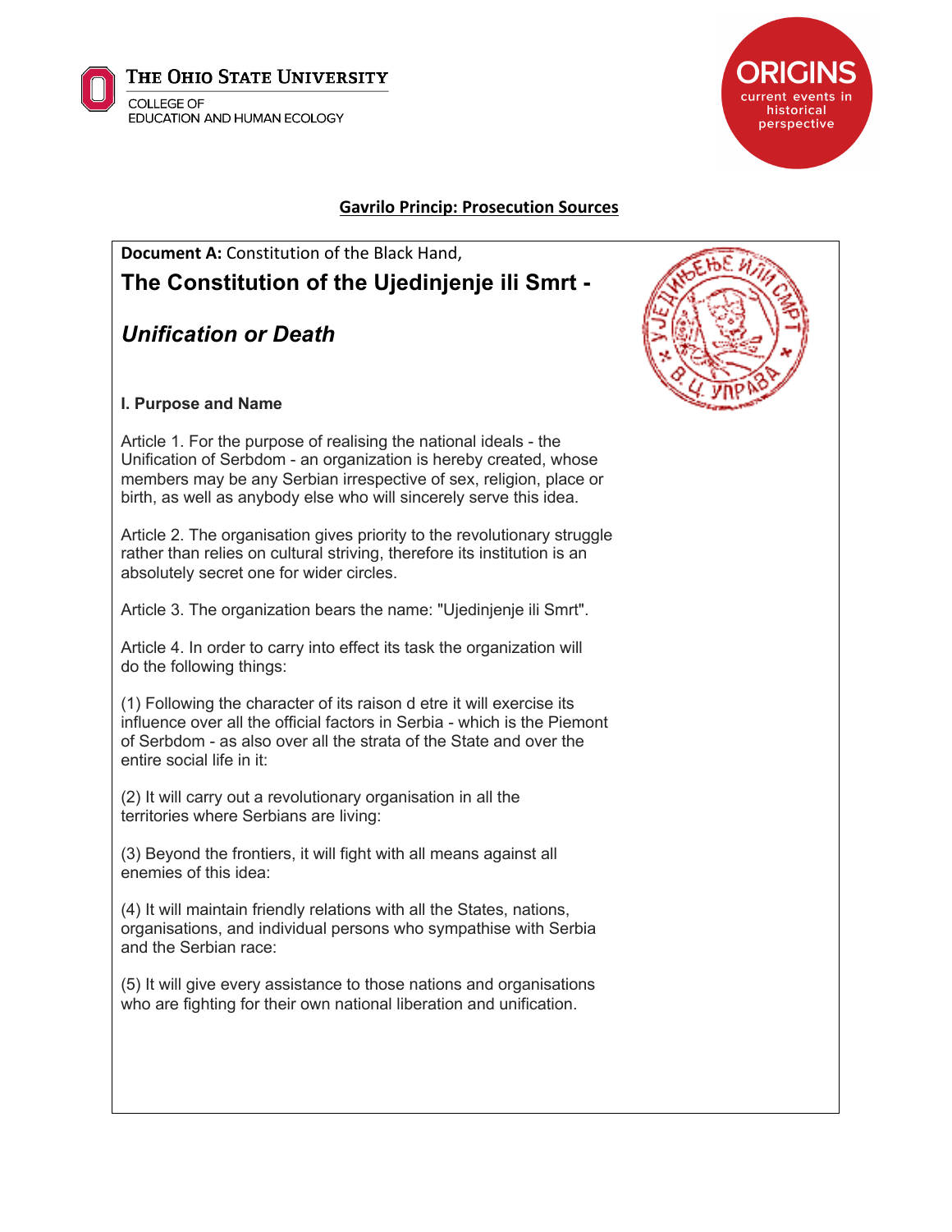## Gavrilo Princip: Prosecution Sources

**Document A:** Constitution of the Black Hand,

# The Constitution of the Ujedinjenje ili Smrt -

# *Unification or Death*

### I. Purpose and Name

Article 1. For the purpose of realising the national ideals - the Unification of Serbdom - an organization is hereby created, whose members may be any Serbian irrespective of sex, religion, place or birth, as well as anybody else who will sincerely serve this idea.

Article 2. The organisation gives priority to the revolutionary struggle rather than relies on cultural striving, therefore its institution is an absolutely secret one for wider circles.

Article 3. The organization bears the name: "Ujedinjenje ili Smrt".

Article 4. In order to carry into effect its task the organization will do the following things:

(1) Following the character of its raison d etre it will exercise its influence over all the official factors in Serbia - which is the Piemont of Serbdom - as also over all the strata of the State and over the entire social life in it:

(2) It will carry out a revolutionary organisation in all the territories where Serbians are living:

(3) Beyond the frontiers, it will fight with all means against all enemies of this idea:

(4) It will maintain friendly relations with all the States, nations, organisations, and individual persons who sympathise with Serbia and the Serbian race:

(5) It will give every assistance to those nations and organisations who are fighting for their own national liberation and unification.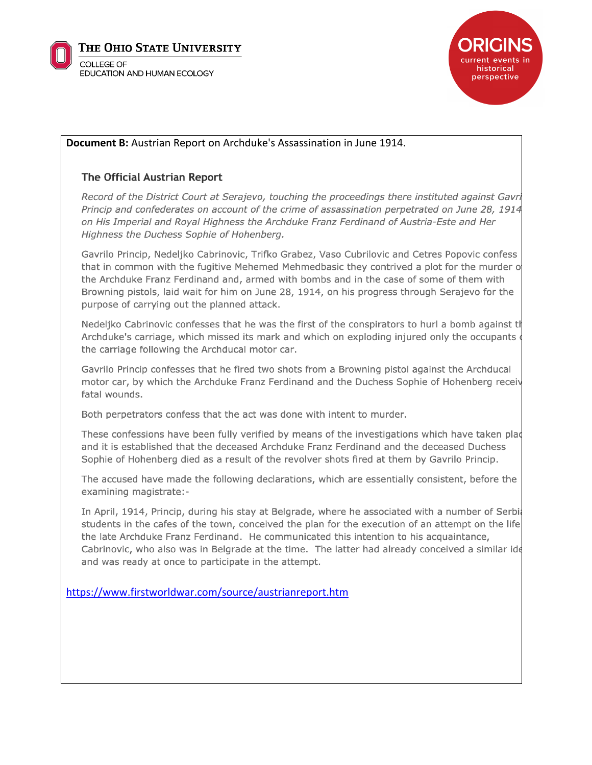**Document B:** Austrian Report on Archduke's Assassination in June 1914.

## The Official Austrian Report

*Record of the District Court at Serajevo, touching the proceedings there instituted against Gavri Princip and confederates on account of the crime of assassination perpetrated on June 28, 1914 on His Imperial and Royal Highness the Archduke Franz Ferdinand of Austria-Este and Her Highness the Duchess Sophie of Hohenberg.*

Gavrilo Princip, Nedeljko Cabrinovic, Trifko Grabez, Vaso Cubrilovic and Cetres Popovic confess that in common with the fugitive Mehemed Mehmedbasic they contrived a plot for the murder o the Archduke Franz Ferdinand and, armed with bombs and in the case of some of them with Browning pistols, laid wait for him on June 28, 1914, on his progress through Serajevo for the purpose of carrying out the planned attack.

Nedeljko Cabrinovic confesses that he was the first of the conspirators to hurl a bomb against th Archduke's carriage, which missed its mark and which on exploding injured only the occupants c the carriage following the Archducal motor car.

Gavrilo Princip confesses that he fired two shots from a Browning pistol against the Archducal motor car, by which the Archduke Franz Ferdinand and the Duchess Sophie of Hohenberg receiv fatal wounds.

Both perpetrators confess that the act was done with intent to murder.

These confessions have been fully verified by means of the investigations which have taken plac and it is established that the deceased Archduke Franz Ferdinand and the deceased Duchess Sophie of Hohenberg died as a result of the revolver shots fired at them by Gavrilo Princip.

The accused have made the following declarations, which are essentially consistent, before the examining magistrate:-

In April, 1914, Princip, during his stay at Belgrade, where he associated with a number of Serbi students in the cafes of the town, conceived the plan for the execution of an attempt on the life the late Archduke Franz Ferdinand. He communicated this intention to his acquaintance, Cabrinovic, who also was in Belgrade at the time. The latter had already conceived a similar ide and was ready at once to participate in the attempt.

https://www.firstworldwar.com/source/austrianreport.htm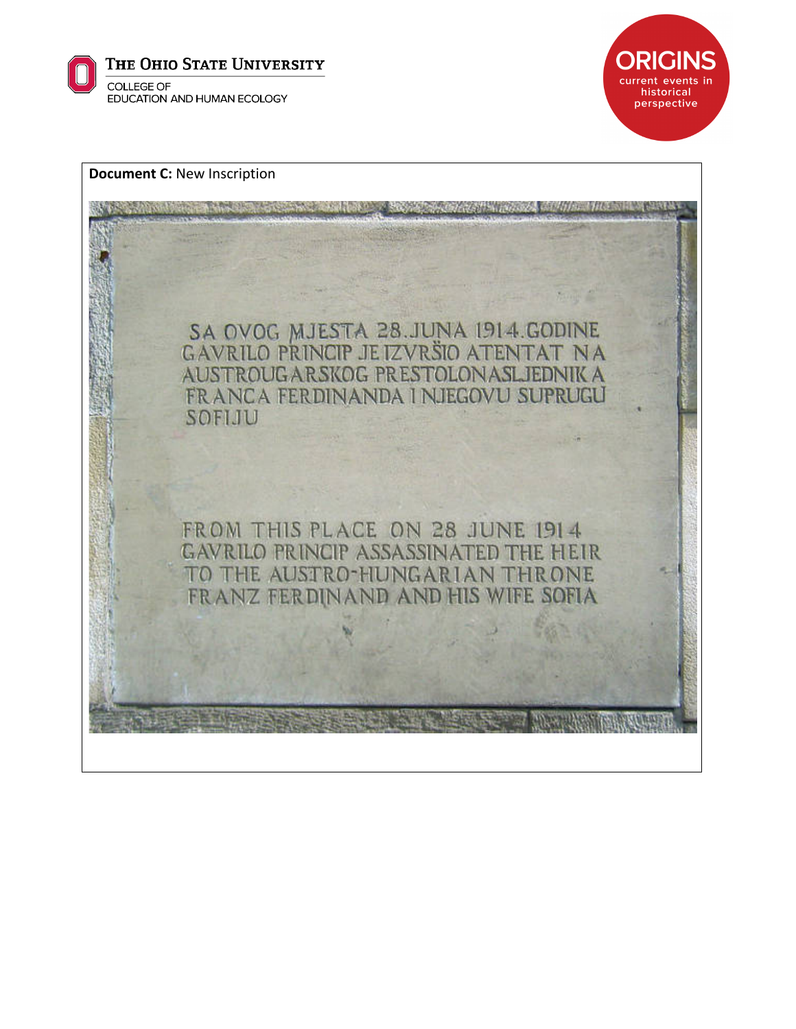**Document C:** New Inscription

SA OVOG MJESTA 28.JUNA 1914.GODINE
GAVRILO PRINCIP JE IZVRŠIO ATENTAT NA
AUSTROUGARSKOG PRESTOLONASLJEDNIKA
FRANCA FERDINANDA I NJEGOVU SUPRUGU
SOFIJU

FROM THIS PLACE ON 28 JUNE 1914
GAVRILO PRINCIP ASSASSINATED THE HEIR
TO THE AUSTRO-HUNGARIAN THRONE
FRANZ FERDINAND AND HIS WIFE SOFIA